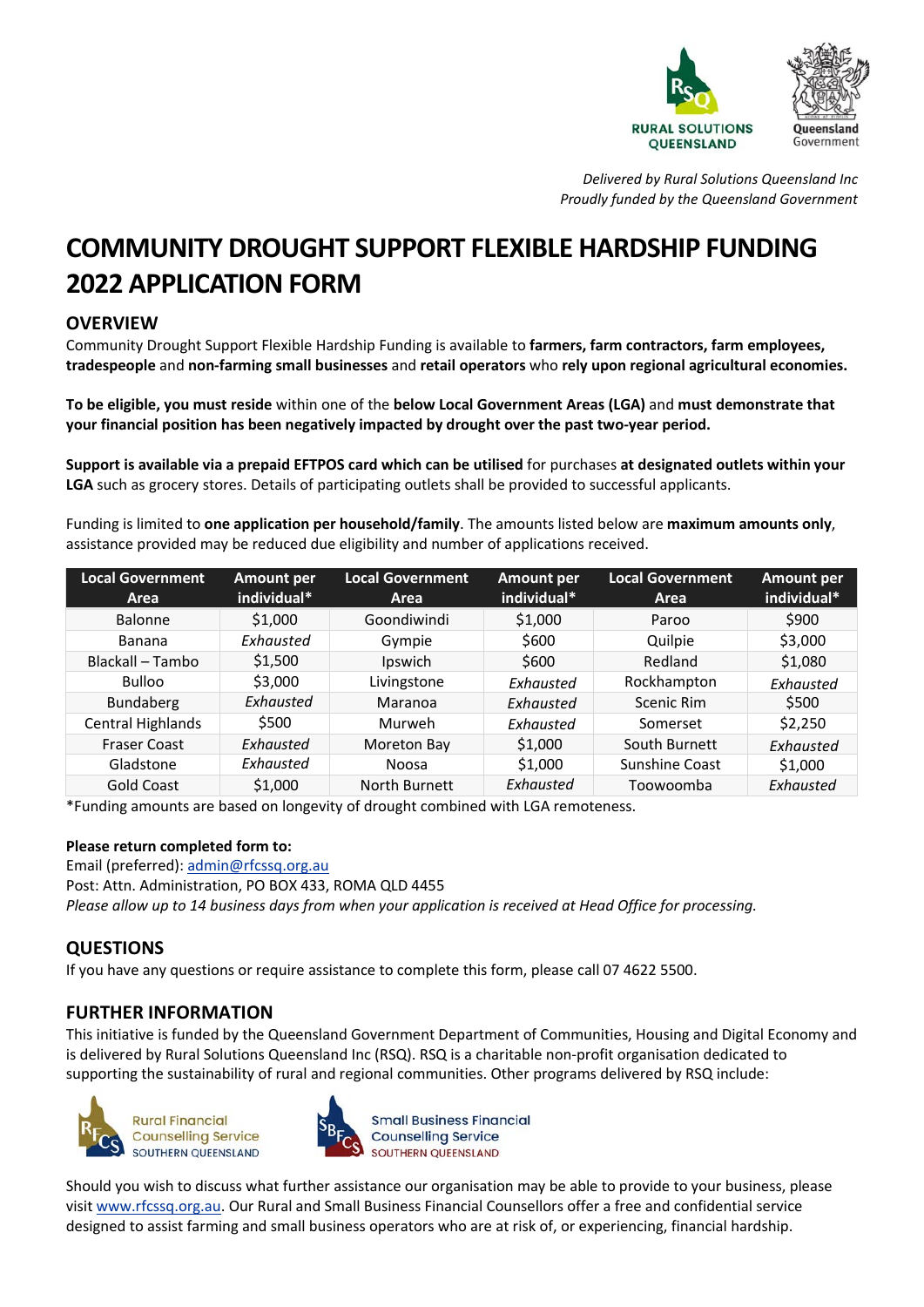*Delivered by Rural Solutions Queensland Inc*
*Proudly funded by the Queensland Government*

# COMMUNITY DROUGHT SUPPORT FLEXIBLE HARDSHIP FUNDING 2022 APPLICATION FORM

## OVERVIEW

Community Drought Support Flexible Hardship Funding is available to **farmers, farm contractors, farm employees, tradespeople** and **non-farming small businesses** and **retail operators** who **rely upon regional agricultural economies.**

**To be eligible, you must reside** within one of the **below Local Government Areas (LGA)** and **must demonstrate that your financial position has been negatively impacted by drought over the past two-year period.**

**Support is available via a prepaid EFTPOS card which can be utilised** for purchases **at designated outlets within your LGA** such as grocery stores. Details of participating outlets shall be provided to successful applicants.

Funding is limited to **one application per household/family**. The amounts listed below are **maximum amounts only**, assistance provided may be reduced due eligibility and number of applications received.

| Local Government Area | Amount per individual* | Local Government Area | Amount per individual* | Local Government Area | Amount per individual* |
|---|---|---|---|---|---|
| Balonne | $1,000 | Goondiwindi | $1,000 | Paroo | $900 |
| Banana | *Exhausted* | Gympie | $600 | Quilpie | $3,000 |
| Blackall – Tambo | $1,500 | Ipswich | $600 | Redland | $1,080 |
| Bulloo | $3,000 | Livingstone | *Exhausted* | Rockhampton | *Exhausted* |
| Bundaberg | *Exhausted* | Maranoa | *Exhausted* | Scenic Rim | $500 |
| Central Highlands | $500 | Murweh | *Exhausted* | Somerset | $2,250 |
| Fraser Coast | *Exhausted* | Moreton Bay | $1,000 | South Burnett | *Exhausted* |
| Gladstone | *Exhausted* | Noosa | $1,000 | Sunshine Coast | $1,000 |
| Gold Coast | $1,000 | North Burnett | *Exhausted* | Toowoomba | *Exhausted* |

*Funding amounts are based on longevity of drought combined with LGA remoteness.

**Please return completed form to:**
Email (preferred): admin@rfcssq.org.au
Post: Attn. Administration, PO BOX 433, ROMA QLD 4455
*Please allow up to 14 business days from when your application is received at Head Office for processing.*

## QUESTIONS

If you have any questions or require assistance to complete this form, please call 07 4622 5500.

## FURTHER INFORMATION

This initiative is funded by the Queensland Government Department of Communities, Housing and Digital Economy and is delivered by Rural Solutions Queensland Inc (RSQ). RSQ is a charitable non-profit organisation dedicated to supporting the sustainability of rural and regional communities. Other programs delivered by RSQ include:

Rural Financial Counselling Service SOUTHERN QUEENSLAND

Small Business Financial Counselling Service SOUTHERN QUEENSLAND

Should you wish to discuss what further assistance our organisation may be able to provide to your business, please visit www.rfcssq.org.au. Our Rural and Small Business Financial Counsellors offer a free and confidential service designed to assist farming and small business operators who are at risk of, or experiencing, financial hardship.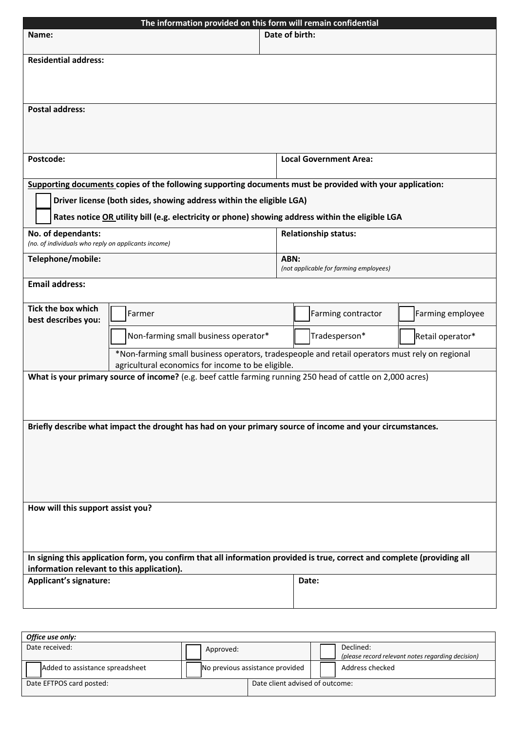**The information provided on this form will remain confidential**

| | |
|---|---|
| **Name:** | **Date of birth:** |

**Residential address:**

**Postal address:**

| | |
|---|---|
| **Postcode:** | **Local Government Area:** |

**Supporting documents copies of the following supporting documents must be provided with your application:**

- ☐ **Driver license (both sides, showing address within the eligible LGA)**
- ☐ **Rates notice OR utility bill (e.g. electricity or phone) showing address within the eligible LGA**

| | |
|---|---|
| **No. of dependants:** *(no. of individuals who rely on applicants income)* | **Relationship status:** |
| **Telephone/mobile:** | **ABN:** *(not applicable for farming employees)* |

**Email address:**

| | | | |
|---|---|---|---|
| **Tick the box which best describes you:** | ☐ Farmer | ☐ Farming contractor | ☐ Farming employee |
| | ☐ Non-farming small business operator* | ☐ Tradesperson* | ☐ Retail operator* |
| | *Non-farming small business operators, tradespeople and retail operators must rely on regional agricultural economics for income to be eligible. | | |

**What is your primary source of income?** (e.g. beef cattle farming running 250 head of cattle on 2,000 acres)

**Briefly describe what impact the drought has had on your primary source of income and your circumstances.**

**How will this support assist you?**

**In signing this application form, you confirm that all information provided is true, correct and complete (providing all information relevant to this application).**

| | |
|---|---|
| **Applicant's signature:** | **Date:** |

***Office use only:***

| | | |
|---|---|---|
| Date received: | ☐ Approved: | ☐ Declined: *(please record relevant notes regarding decision)* |
| ☐ Added to assistance spreadsheet | ☐ No previous assistance provided | ☐ Address checked |
| Date EFTPOS card posted: | Date client advised of outcome: | |